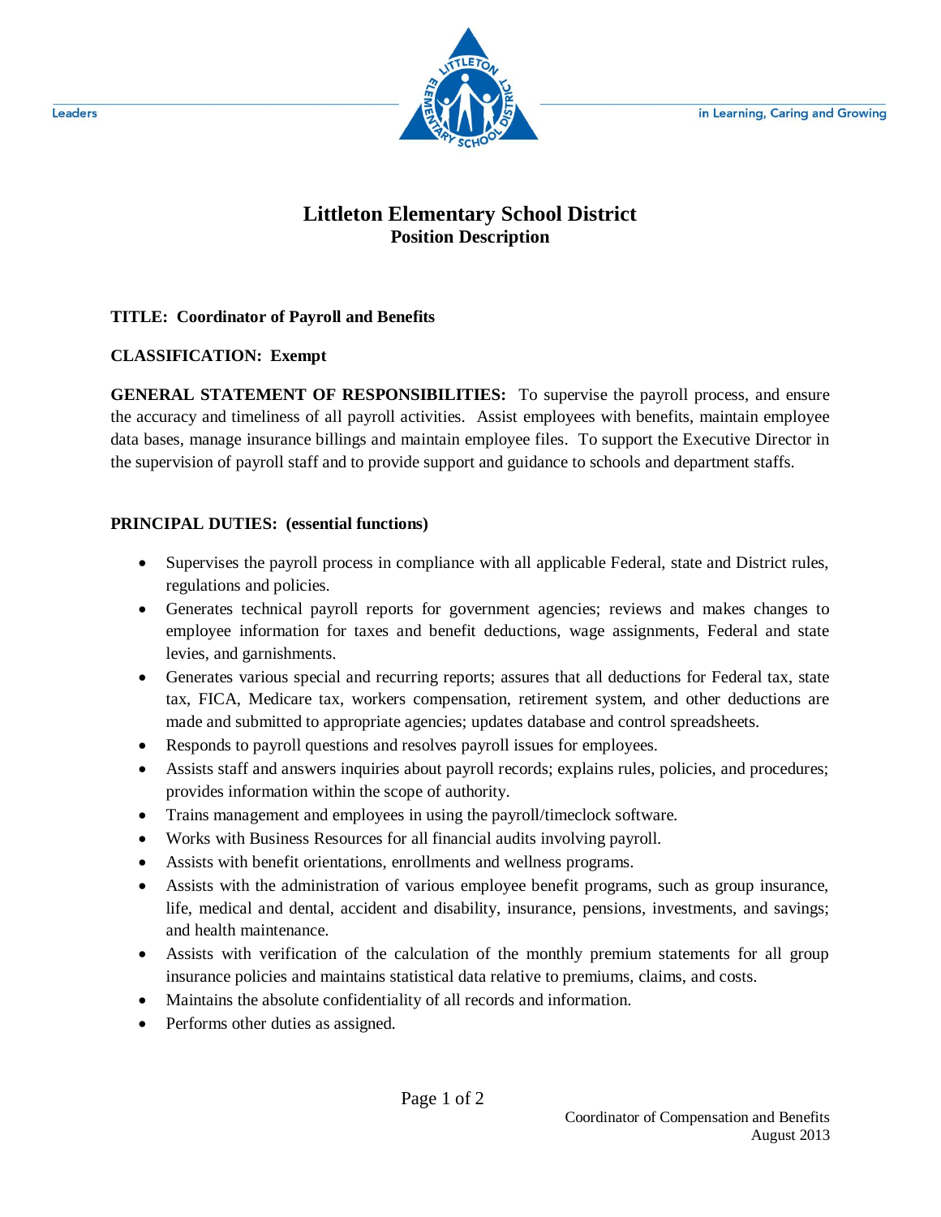# Littleton Elementary School District

## Position Description

**TITLE: Coordinator of Payroll and Benefits**

**CLASSIFICATION: Exempt**

**GENERAL STATEMENT OF RESPONSIBILITIES:** To supervise the payroll process, and ensure the accuracy and timeliness of all payroll activities. Assist employees with benefits, maintain employee data bases, manage insurance billings and maintain employee files. To support the Executive Director in the supervision of payroll staff and to provide support and guidance to schools and department staffs.

**PRINCIPAL DUTIES: (essential functions)**

- Supervises the payroll process in compliance with all applicable Federal, state and District rules, regulations and policies.
- Generates technical payroll reports for government agencies; reviews and makes changes to employee information for taxes and benefit deductions, wage assignments, Federal and state levies, and garnishments.
- Generates various special and recurring reports; assures that all deductions for Federal tax, state tax, FICA, Medicare tax, workers compensation, retirement system, and other deductions are made and submitted to appropriate agencies; updates database and control spreadsheets.
- Responds to payroll questions and resolves payroll issues for employees.
- Assists staff and answers inquiries about payroll records; explains rules, policies, and procedures; provides information within the scope of authority.
- Trains management and employees in using the payroll/timeclock software.
- Works with Business Resources for all financial audits involving payroll.
- Assists with benefit orientations, enrollments and wellness programs.
- Assists with the administration of various employee benefit programs, such as group insurance, life, medical and dental, accident and disability, insurance, pensions, investments, and savings; and health maintenance.
- Assists with verification of the calculation of the monthly premium statements for all group insurance policies and maintains statistical data relative to premiums, claims, and costs.
- Maintains the absolute confidentiality of all records and information.
- Performs other duties as assigned.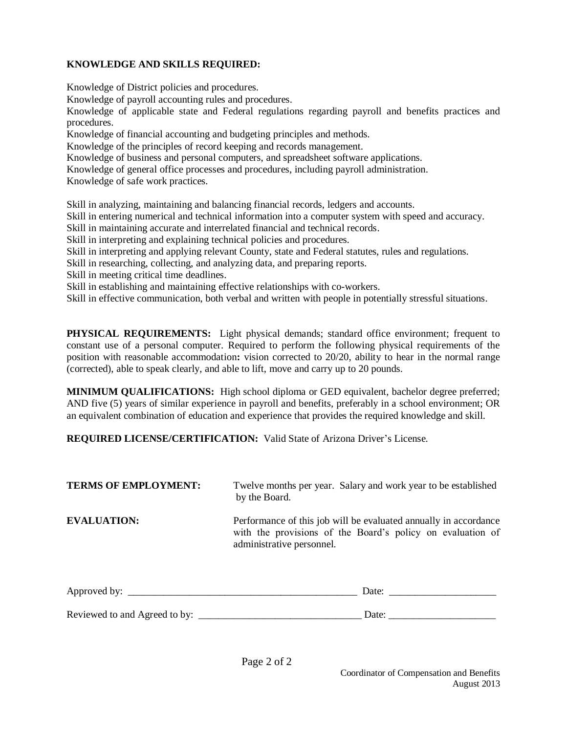**KNOWLEDGE AND SKILLS REQUIRED:**

Knowledge of District policies and procedures.
Knowledge of payroll accounting rules and procedures.
Knowledge of applicable state and Federal regulations regarding payroll and benefits practices and procedures.
Knowledge of financial accounting and budgeting principles and methods.
Knowledge of the principles of record keeping and records management.
Knowledge of business and personal computers, and spreadsheet software applications.
Knowledge of general office processes and procedures, including payroll administration.
Knowledge of safe work practices.

Skill in analyzing, maintaining and balancing financial records, ledgers and accounts.
Skill in entering numerical and technical information into a computer system with speed and accuracy.
Skill in maintaining accurate and interrelated financial and technical records.
Skill in interpreting and explaining technical policies and procedures.
Skill in interpreting and applying relevant County, state and Federal statutes, rules and regulations.
Skill in researching, collecting, and analyzing data, and preparing reports.
Skill in meeting critical time deadlines.
Skill in establishing and maintaining effective relationships with co-workers.
Skill in effective communication, both verbal and written with people in potentially stressful situations.

**PHYSICAL REQUIREMENTS:** Light physical demands; standard office environment; frequent to constant use of a personal computer. Required to perform the following physical requirements of the position with reasonable accommodation**:** vision corrected to 20/20, ability to hear in the normal range (corrected), able to speak clearly, and able to lift, move and carry up to 20 pounds.

**MINIMUM QUALIFICATIONS:** High school diploma or GED equivalent, bachelor degree preferred; AND five (5) years of similar experience in payroll and benefits, preferably in a school environment; OR an equivalent combination of education and experience that provides the required knowledge and skill.

**REQUIRED LICENSE/CERTIFICATION:** Valid State of Arizona Driver's License.

**TERMS OF EMPLOYMENT:** Twelve months per year. Salary and work year to be established by the Board.

**EVALUATION:** Performance of this job will be evaluated annually in accordance with the provisions of the Board's policy on evaluation of administrative personnel.

Approved by: ______________________________________________ Date: _____________________

Reviewed to and Agreed to by: ________________________________ Date: _____________________

Coordinator of Compensation and Benefits
August 2013